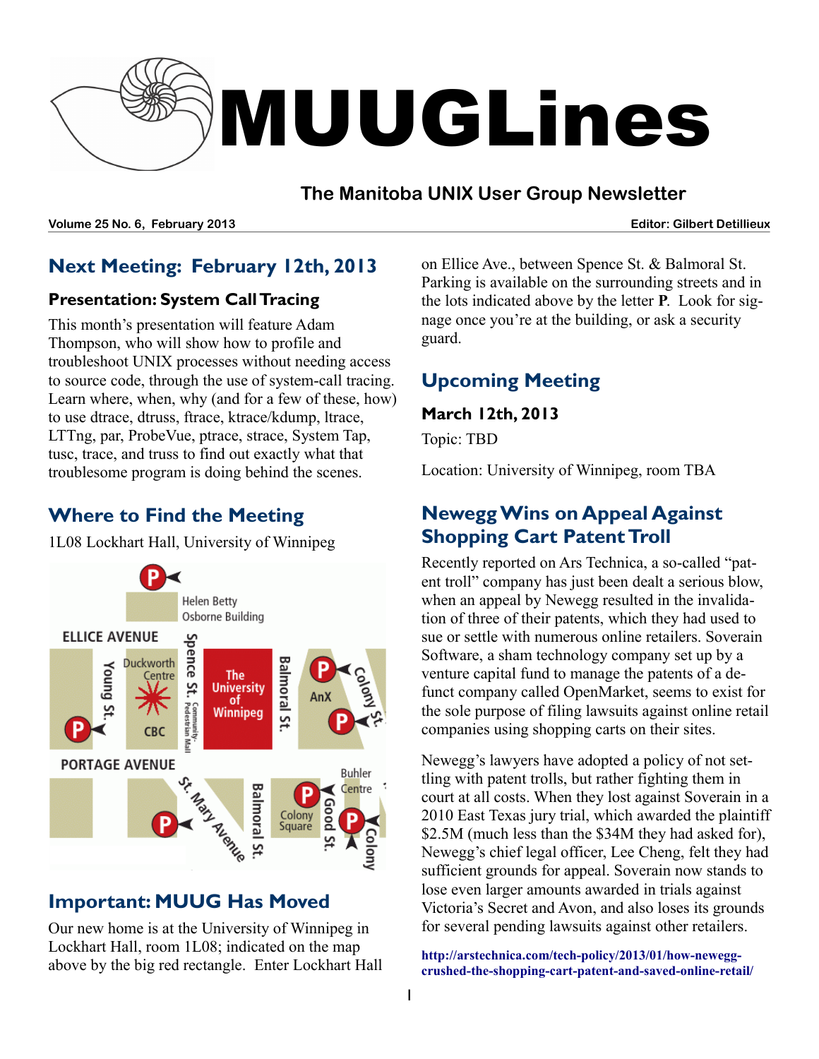# MUUGLines

## The Manitoba UNIX User Group Newsletter

**Volume 25 No. 6, February 2013** **Editor: Gilbert Detillieux**

## Next Meeting: February 12th, 2013

### Presentation: System Call Tracing

This month's presentation will feature Adam Thompson, who will show how to profile and troubleshoot UNIX processes without needing access to source code, through the use of system-call tracing. Learn where, when, why (and for a few of these, how) to use dtrace, dtruss, ftrace, ktrace/kdump, ltrace, LTTng, par, ProbeVue, ptrace, strace, System Tap, tusc, trace, and truss to find out exactly what that troublesome program is doing behind the scenes.

## Where to Find the Meeting

1L08 Lockhart Hall, University of Winnipeg

## Important: MUUG Has Moved

Our new home is at the University of Winnipeg in Lockhart Hall, room 1L08; indicated on the map above by the big red rectangle. Enter Lockhart Hall on Ellice Ave., between Spence St. & Balmoral St. Parking is available on the surrounding streets and in the lots indicated above by the letter **P**. Look for signage once you're at the building, or ask a security guard.

## Upcoming Meeting

### March 12th, 2013

Topic: TBD

Location: University of Winnipeg, room TBA

## Newegg Wins on Appeal Against Shopping Cart Patent Troll

Recently reported on Ars Technica, a so-called "patent troll" company has just been dealt a serious blow, when an appeal by Newegg resulted in the invalidation of three of their patents, which they had used to sue or settle with numerous online retailers. Soverain Software, a sham technology company set up by a venture capital fund to manage the patents of a defunct company called OpenMarket, seems to exist for the sole purpose of filing lawsuits against online retail companies using shopping carts on their sites.

Newegg's lawyers have adopted a policy of not settling with patent trolls, but rather fighting them in court at all costs. When they lost against Soverain in a 2010 East Texas jury trial, which awarded the plaintiff \$2.5M (much less than the \$34M they had asked for), Newegg's chief legal officer, Lee Cheng, felt they had sufficient grounds for appeal. Soverain now stands to lose even larger amounts awarded in trials against Victoria's Secret and Avon, and also loses its grounds for several pending lawsuits against other retailers.

**http://arstechnica.com/tech-policy/2013/01/how-newegg-crushed-the-shopping-cart-patent-and-saved-online-retail/**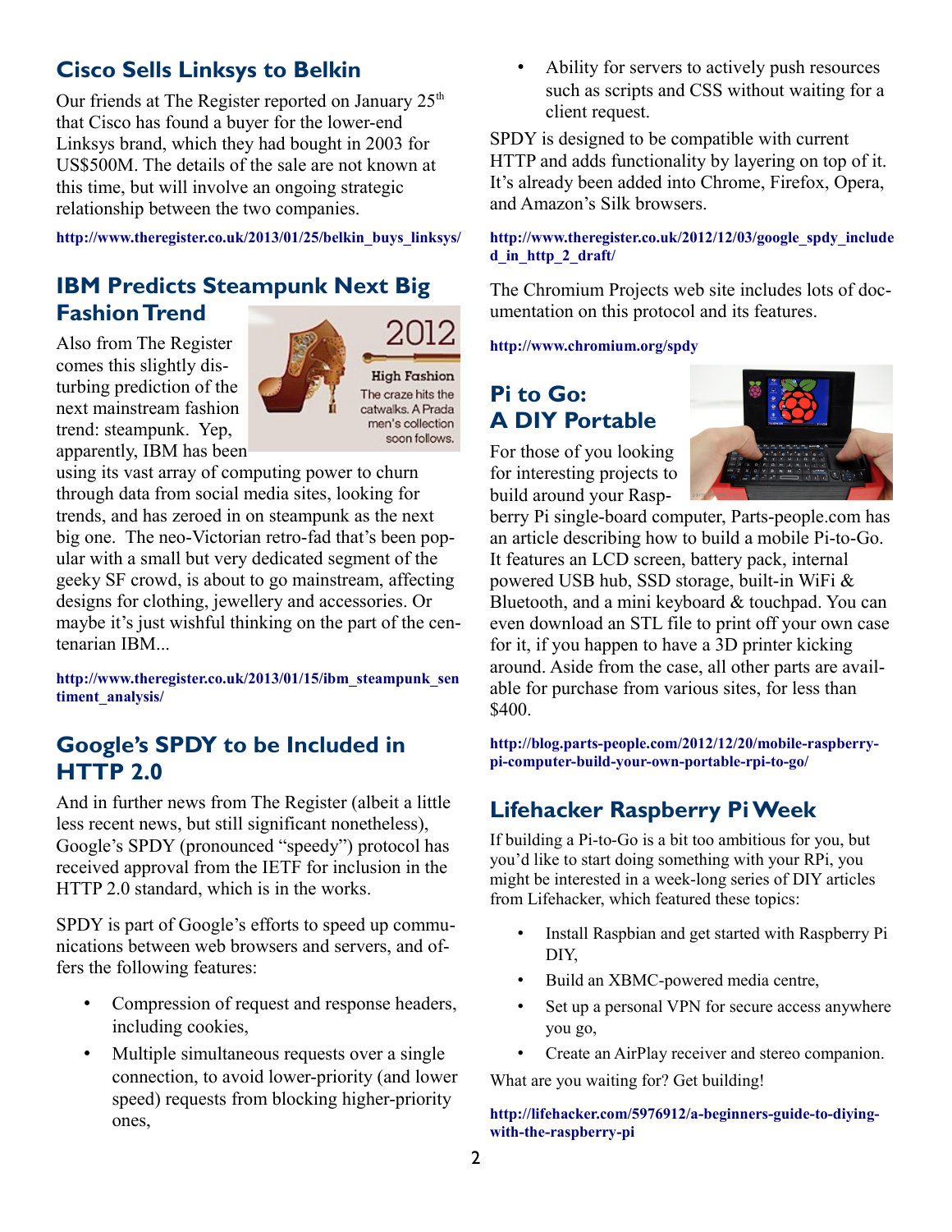## Cisco Sells Linksys to Belkin

Our friends at The Register reported on January 25th that Cisco has found a buyer for the lower-end Linksys brand, which they had bought in 2003 for US$500M. The details of the sale are not known at this time, but will involve an ongoing strategic relationship between the two companies.

**http://www.theregister.co.uk/2013/01/25/belkin_buys_linksys/**

## IBM Predicts Steampunk Next Big Fashion Trend

Also from The Register comes this slightly disturbing prediction of the next mainstream fashion trend: steampunk. Yep, apparently, IBM has been using its vast array of computing power to churn through data from social media sites, looking for trends, and has zeroed in on steampunk as the next big one. The neo-Victorian retro-fad that's been popular with a small but very dedicated segment of the geeky SF crowd, is about to go mainstream, affecting designs for clothing, jewellery and accessories. Or maybe it's just wishful thinking on the part of the centenarian IBM...

**http://www.theregister.co.uk/2013/01/15/ibm_steampunk_sentiment_analysis/**

## Google's SPDY to be Included in HTTP 2.0

And in further news from The Register (albeit a little less recent news, but still significant nonetheless), Google's SPDY (pronounced "speedy") protocol has received approval from the IETF for inclusion in the HTTP 2.0 standard, which is in the works.

SPDY is part of Google's efforts to speed up communications between web browsers and servers, and offers the following features:

- Compression of request and response headers, including cookies,
- Multiple simultaneous requests over a single connection, to avoid lower-priority (and lower speed) requests from blocking higher-priority ones,
- Ability for servers to actively push resources such as scripts and CSS without waiting for a client request.

SPDY is designed to be compatible with current HTTP and adds functionality by layering on top of it. It's already been added into Chrome, Firefox, Opera, and Amazon's Silk browsers.

**http://www.theregister.co.uk/2012/12/03/google_spdy_included_in_http_2_draft/**

The Chromium Projects web site includes lots of documentation on this protocol and its features.

**http://www.chromium.org/spdy**

## Pi to Go: A DIY Portable

For those of you looking for interesting projects to build around your Raspberry Pi single-board computer, Parts-people.com has an article describing how to build a mobile Pi-to-Go. It features an LCD screen, battery pack, internal powered USB hub, SSD storage, built-in WiFi & Bluetooth, and a mini keyboard & touchpad. You can even download an STL file to print off your own case for it, if you happen to have a 3D printer kicking around. Aside from the case, all other parts are available for purchase from various sites, for less than $400.

**http://blog.parts-people.com/2012/12/20/mobile-raspberry-pi-computer-build-your-own-portable-rpi-to-go/**

## Lifehacker Raspberry Pi Week

If building a Pi-to-Go is a bit too ambitious for you, but you'd like to start doing something with your RPi, you might be interested in a week-long series of DIY articles from Lifehacker, which featured these topics:

- Install Raspbian and get started with Raspberry Pi DIY,
- Build an XBMC-powered media centre,
- Set up a personal VPN for secure access anywhere you go,
- Create an AirPlay receiver and stereo companion.

What are you waiting for? Get building!

**http://lifehacker.com/5976912/a-beginners-guide-to-diying-with-the-raspberry-pi**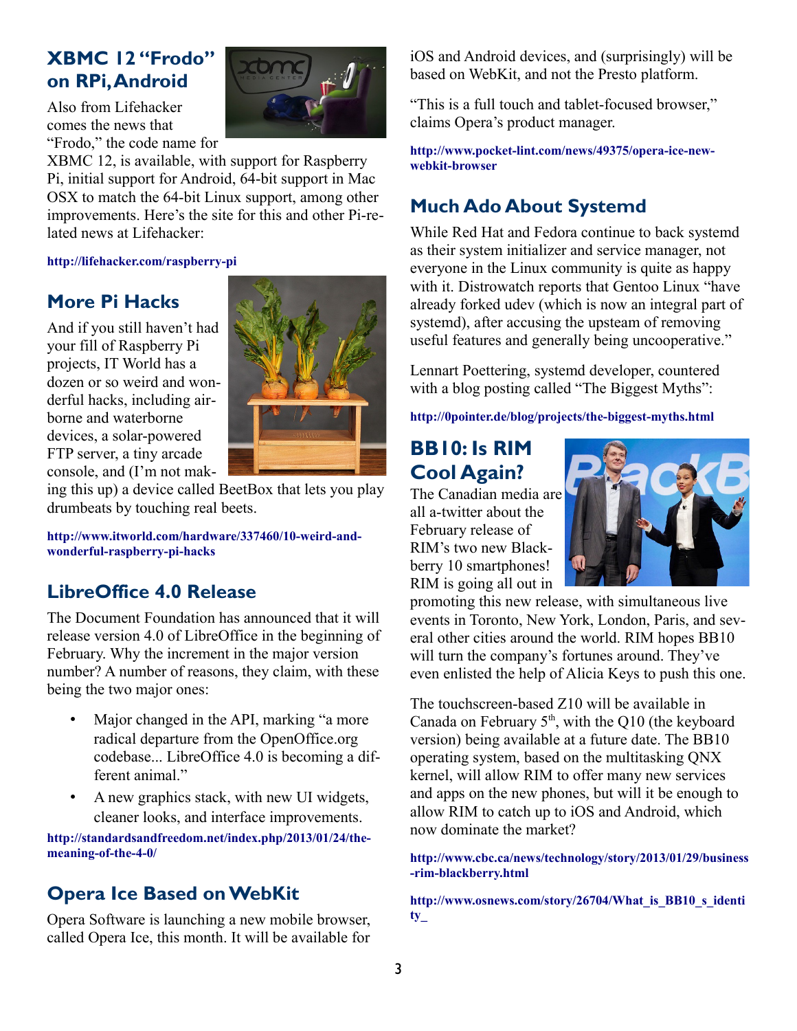## XBMC 12 "Frodo" on RPi, Android

Also from Lifehacker comes the news that "Frodo," the code name for XBMC 12, is available, with support for Raspberry Pi, initial support for Android, 64-bit support in Mac OSX to match the 64-bit Linux support, among other improvements. Here's the site for this and other Pi-related news at Lifehacker:

http://lifehacker.com/raspberry-pi

## More Pi Hacks

And if you still haven't had your fill of Raspberry Pi projects, IT World has a dozen or so weird and wonderful hacks, including airborne and waterborne devices, a solar-powered FTP server, a tiny arcade console, and (I'm not making this up) a device called BeetBox that lets you play drumbeats by touching real beets.

http://www.itworld.com/hardware/337460/10-weird-and-wonderful-raspberry-pi-hacks

## LibreOffice 4.0 Release

The Document Foundation has announced that it will release version 4.0 of LibreOffice in the beginning of February. Why the increment in the major version number? A number of reasons, they claim, with these being the two major ones:

- Major changed in the API, marking "a more radical departure from the OpenOffice.org codebase... LibreOffice 4.0 is becoming a different animal."
- A new graphics stack, with new UI widgets, cleaner looks, and interface improvements.

http://standardsandfreedom.net/index.php/2013/01/24/the-meaning-of-the-4-0/

## Opera Ice Based on WebKit

Opera Software is launching a new mobile browser, called Opera Ice, this month. It will be available for iOS and Android devices, and (surprisingly) will be based on WebKit, and not the Presto platform.

"This is a full touch and tablet-focused browser," claims Opera's product manager.

http://www.pocket-lint.com/news/49375/opera-ice-new-webkit-browser

## Much Ado About Systemd

While Red Hat and Fedora continue to back systemd as their system initializer and service manager, not everyone in the Linux community is quite as happy with it. Distrowatch reports that Gentoo Linux "have already forked udev (which is now an integral part of systemd), after accusing the upsteam of removing useful features and generally being uncooperative."

Lennart Poettering, systemd developer, countered with a blog posting called "The Biggest Myths":

http://0pointer.de/blog/projects/the-biggest-myths.html

## BB10: Is RIM Cool Again?

The Canadian media are all a-twitter about the February release of RIM's two new Blackberry 10 smartphones! RIM is going all out in promoting this new release, with simultaneous live events in Toronto, New York, London, Paris, and several other cities around the world. RIM hopes BB10 will turn the company's fortunes around. They've even enlisted the help of Alicia Keys to push this one.

The touchscreen-based Z10 will be available in Canada on February 5th, with the Q10 (the keyboard version) being available at a future date. The BB10 operating system, based on the multitasking QNX kernel, will allow RIM to offer many new services and apps on the new phones, but will it be enough to allow RIM to catch up to iOS and Android, which now dominate the market?

http://www.cbc.ca/news/technology/story/2013/01/29/business-rim-blackberry.html

http://www.osnews.com/story/26704/What_is_BB10_s_identity_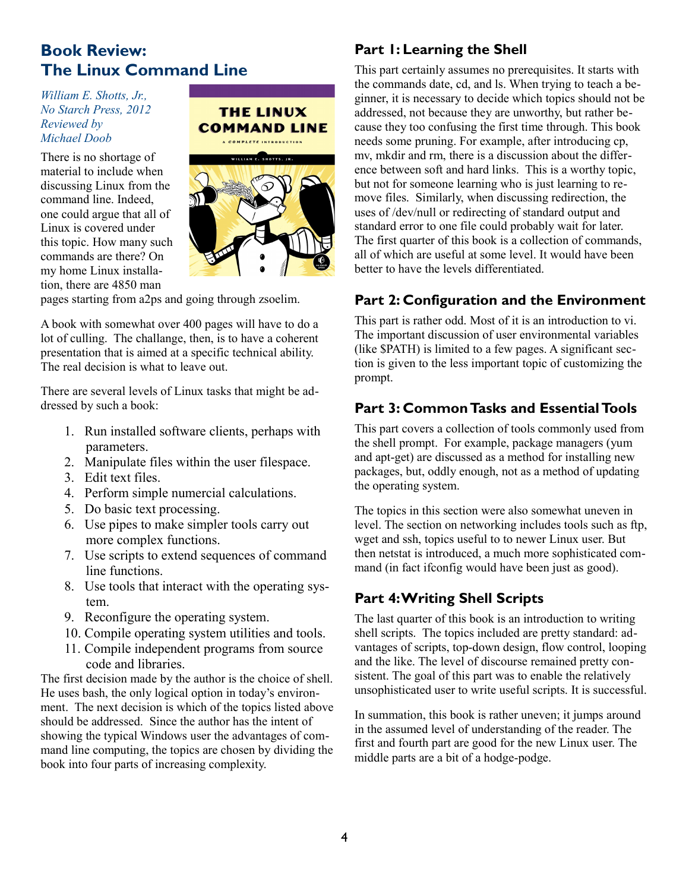# Book Review: The Linux Command Line

*William E. Shotts, Jr., No Starch Press, 2012*
*Reviewed by Michael Doob*

There is no shortage of material to include when discussing Linux from the command line. Indeed, one could argue that all of Linux is covered under this topic. How many such commands are there? On my home Linux installation, there are 4850 man pages starting from a2ps and going through zsoelim.

A book with somewhat over 400 pages will have to do a lot of culling. The challange, then, is to have a coherent presentation that is aimed at a specific technical ability. The real decision is what to leave out.

There are several levels of Linux tasks that might be addressed by such a book:

1. Run installed software clients, perhaps with parameters.
2. Manipulate files within the user filespace.
3. Edit text files.
4. Perform simple numercial calculations.
5. Do basic text processing.
6. Use pipes to make simpler tools carry out more complex functions.
7. Use scripts to extend sequences of command line functions.
8. Use tools that interact with the operating system.
9. Reconfigure the operating system.
10. Compile operating system utilities and tools.
11. Compile independent programs from source code and libraries.

The first decision made by the author is the choice of shell. He uses bash, the only logical option in today's environment. The next decision is which of the topics listed above should be addressed. Since the author has the intent of showing the typical Windows user the advantages of command line computing, the topics are chosen by dividing the book into four parts of increasing complexity.

## Part 1: Learning the Shell

This part certainly assumes no prerequisites. It starts with the commands date, cd, and ls. When trying to teach a beginner, it is necessary to decide which topics should not be addressed, not because they are unworthy, but rather because they too confusing the first time through. This book needs some pruning. For example, after introducing cp, mv, mkdir and rm, there is a discussion about the difference between soft and hard links. This is a worthy topic, but not for someone learning who is just learning to remove files. Similarly, when discussing redirection, the uses of /dev/null or redirecting of standard output and standard error to one file could probably wait for later. The first quarter of this book is a collection of commands, all of which are useful at some level. It would have been better to have the levels differentiated.

## Part 2: Configuration and the Environment

This part is rather odd. Most of it is an introduction to vi. The important discussion of user environmental variables (like $PATH) is limited to a few pages. A significant section is given to the less important topic of customizing the prompt.

## Part 3: Common Tasks and Essential Tools

This part covers a collection of tools commonly used from the shell prompt. For example, package managers (yum and apt-get) are discussed as a method for installing new packages, but, oddly enough, not as a method of updating the operating system.

The topics in this section were also somewhat uneven in level. The section on networking includes tools such as ftp, wget and ssh, topics useful to to newer Linux user. But then netstat is introduced, a much more sophisticated command (in fact ifconfig would have been just as good).

## Part 4: Writing Shell Scripts

The last quarter of this book is an introduction to writing shell scripts. The topics included are pretty standard: advantages of scripts, top-down design, flow control, looping and the like. The level of discourse remained pretty consistent. The goal of this part was to enable the relatively unsophisticated user to write useful scripts. It is successful.

In summation, this book is rather uneven; it jumps around in the assumed level of understanding of the reader. The first and fourth part are good for the new Linux user. The middle parts are a bit of a hodge-podge.